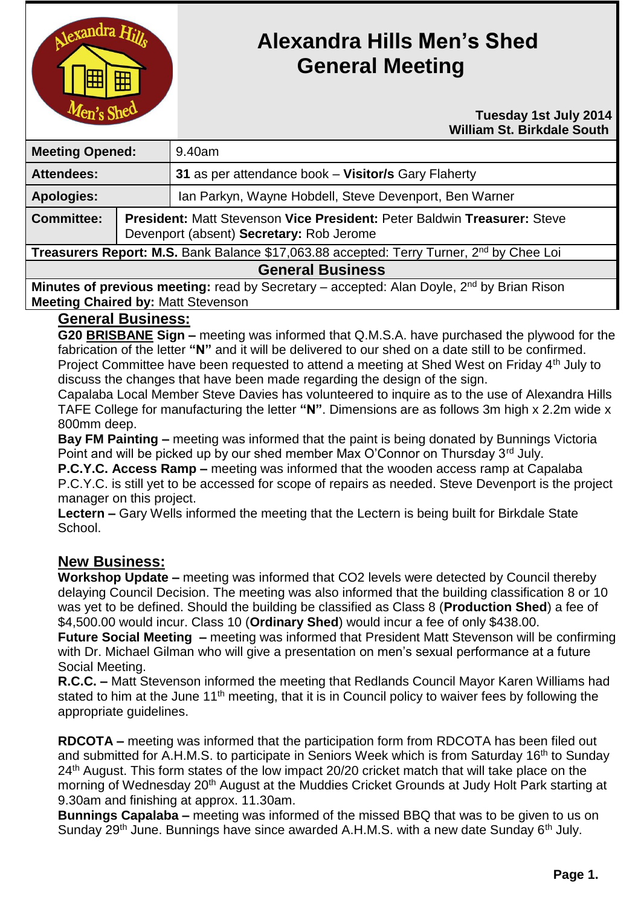# Alexandra Hills Men's Shed General Meeting

**Tuesday 1st July 2014**
**William St. Birkdale South**

| | |
|---|---|
| **Meeting Opened:** | 9.40am |
| **Attendees:** | **31** as per attendance book – **Visitor/s** Gary Flaherty |
| **Apologies:** | Ian Parkyn, Wayne Hobdell, Steve Devenport, Ben Warner |
| **Committee:** | **President:** Matt Stevenson **Vice President:** Peter Baldwin **Treasurer:** Steve Devenport (absent) **Secretary:** Rob Jerome |

**Treasurers Report: M.S.** Bank Balance $17,063.88 accepted: Terry Turner, 2nd by Chee Loi

**General Business**

**Minutes of previous meeting:** read by Secretary – accepted: Alan Doyle, 2nd by Brian Rison
**Meeting Chaired by:** Matt Stevenson

## General Business:

**G20 BRISBANE Sign –** meeting was informed that Q.M.S.A. have purchased the plywood for the fabrication of the letter **"N"** and it will be delivered to our shed on a date still to be confirmed. Project Committee have been requested to attend a meeting at Shed West on Friday 4th July to discuss the changes that have been made regarding the design of the sign.
Capalaba Local Member Steve Davies has volunteered to inquire as to the use of Alexandra Hills TAFE College for manufacturing the letter **"N"**. Dimensions are as follows 3m high x 2.2m wide x 800mm deep.

**Bay FM Painting –** meeting was informed that the paint is being donated by Bunnings Victoria Point and will be picked up by our shed member Max O'Connor on Thursday 3rd July.

**P.C.Y.C. Access Ramp –** meeting was informed that the wooden access ramp at Capalaba P.C.Y.C. is still yet to be accessed for scope of repairs as needed. Steve Devenport is the project manager on this project.

**Lectern –** Gary Wells informed the meeting that the Lectern is being built for Birkdale State School.

## New Business:

**Workshop Update –** meeting was informed that CO2 levels were detected by Council thereby delaying Council Decision. The meeting was also informed that the building classification 8 or 10 was yet to be defined. Should the building be classified as Class 8 (**Production Shed**) a fee of $4,500.00 would incur. Class 10 (**Ordinary Shed**) would incur a fee of only $438.00.

**Future Social Meeting –** meeting was informed that President Matt Stevenson will be confirming with Dr. Michael Gilman who will give a presentation on men's sexual performance at a future Social Meeting.

**R.C.C. –** Matt Stevenson informed the meeting that Redlands Council Mayor Karen Williams had stated to him at the June 11th meeting, that it is in Council policy to waiver fees by following the appropriate guidelines.

**RDCOTA –** meeting was informed that the participation form from RDCOTA has been filed out and submitted for A.H.M.S. to participate in Seniors Week which is from Saturday 16th to Sunday 24th August. This form states of the low impact 20/20 cricket match that will take place on the morning of Wednesday 20th August at the Muddies Cricket Grounds at Judy Holt Park starting at 9.30am and finishing at approx. 11.30am.

**Bunnings Capalaba –** meeting was informed of the missed BBQ that was to be given to us on Sunday 29th June. Bunnings have since awarded A.H.M.S. with a new date Sunday 6th July.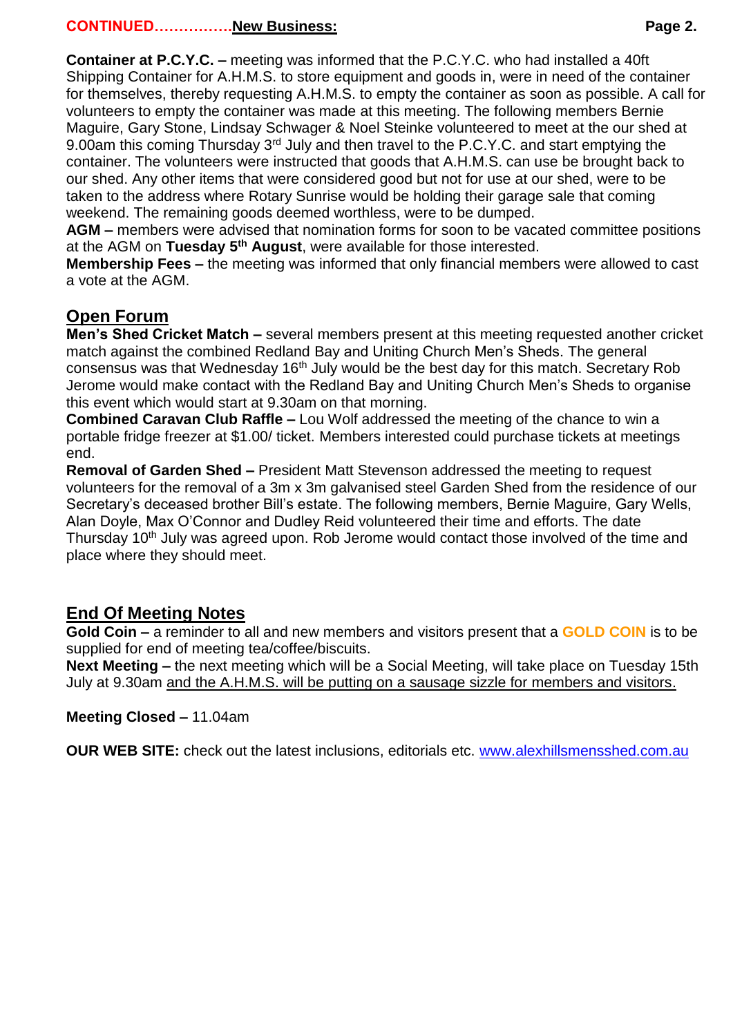**CONTINUED……………. New Business:**

**Container at P.C.Y.C. –** meeting was informed that the P.C.Y.C. who had installed a 40ft Shipping Container for A.H.M.S. to store equipment and goods in, were in need of the container for themselves, thereby requesting A.H.M.S. to empty the container as soon as possible. A call for volunteers to empty the container was made at this meeting. The following members Bernie Maguire, Gary Stone, Lindsay Schwager & Noel Steinke volunteered to meet at the our shed at 9.00am this coming Thursday 3rd July and then travel to the P.C.Y.C. and start emptying the container. The volunteers were instructed that goods that A.H.M.S. can use be brought back to our shed. Any other items that were considered good but not for use at our shed, were to be taken to the address where Rotary Sunrise would be holding their garage sale that coming weekend. The remaining goods deemed worthless, were to be dumped.

**AGM –** members were advised that nomination forms for soon to be vacated committee positions at the AGM on **Tuesday 5th August**, were available for those interested.

**Membership Fees –** the meeting was informed that only financial members were allowed to cast a vote at the AGM.

## Open Forum

**Men's Shed Cricket Match –** several members present at this meeting requested another cricket match against the combined Redland Bay and Uniting Church Men's Sheds. The general consensus was that Wednesday 16th July would be the best day for this match. Secretary Rob Jerome would make contact with the Redland Bay and Uniting Church Men's Sheds to organise this event which would start at 9.30am on that morning.

**Combined Caravan Club Raffle –** Lou Wolf addressed the meeting of the chance to win a portable fridge freezer at $1.00/ ticket. Members interested could purchase tickets at meetings end.

**Removal of Garden Shed –** President Matt Stevenson addressed the meeting to request volunteers for the removal of a 3m x 3m galvanised steel Garden Shed from the residence of our Secretary's deceased brother Bill's estate. The following members, Bernie Maguire, Gary Wells, Alan Doyle, Max O'Connor and Dudley Reid volunteered their time and efforts. The date Thursday 10th July was agreed upon. Rob Jerome would contact those involved of the time and place where they should meet.

## End Of Meeting Notes

**Gold Coin –** a reminder to all and new members and visitors present that a **GOLD COIN** is to be supplied for end of meeting tea/coffee/biscuits.

**Next Meeting –** the next meeting which will be a Social Meeting, will take place on Tuesday 15th July at 9.30am and the A.H.M.S. will be putting on a sausage sizzle for members and visitors.

**Meeting Closed –** 11.04am

**OUR WEB SITE:** check out the latest inclusions, editorials etc. www.alexhillsmensshed.com.au